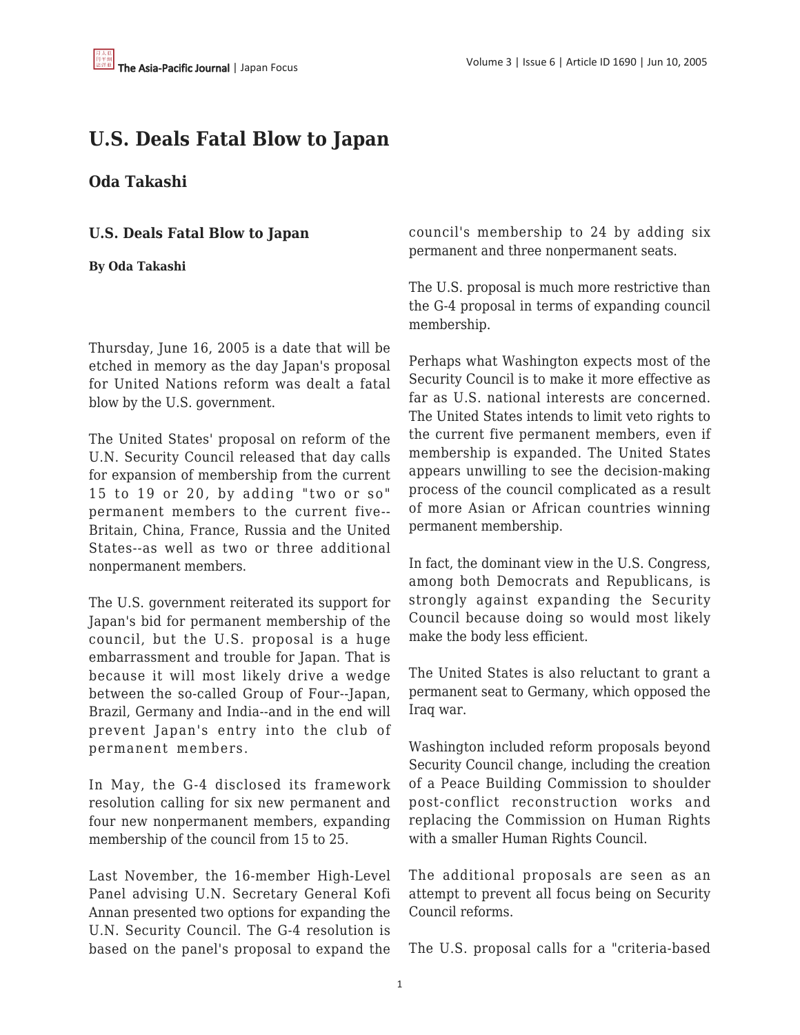# U.S. Deals Fatal Blow to Japan

## Oda Takashi

### U.S. Deals Fatal Blow to Japan

**By Oda Takashi**

Thursday, June 16, 2005 is a date that will be etched in memory as the day Japan's proposal for United Nations reform was dealt a fatal blow by the U.S. government.

The United States' proposal on reform of the U.N. Security Council released that day calls for expansion of membership from the current 15 to 19 or 20, by adding "two or so" permanent members to the current five--Britain, China, France, Russia and the United States--as well as two or three additional nonpermanent members.

The U.S. government reiterated its support for Japan's bid for permanent membership of the council, but the U.S. proposal is a huge embarrassment and trouble for Japan. That is because it will most likely drive a wedge between the so-called Group of Four--Japan, Brazil, Germany and India--and in the end will prevent Japan's entry into the club of permanent members.

In May, the G-4 disclosed its framework resolution calling for six new permanent and four new nonpermanent members, expanding membership of the council from 15 to 25.

Last November, the 16-member High-Level Panel advising U.N. Secretary General Kofi Annan presented two options for expanding the U.N. Security Council. The G-4 resolution is based on the panel's proposal to expand the council's membership to 24 by adding six permanent and three nonpermanent seats.

The U.S. proposal is much more restrictive than the G-4 proposal in terms of expanding council membership.

Perhaps what Washington expects most of the Security Council is to make it more effective as far as U.S. national interests are concerned. The United States intends to limit veto rights to the current five permanent members, even if membership is expanded. The United States appears unwilling to see the decision-making process of the council complicated as a result of more Asian or African countries winning permanent membership.

In fact, the dominant view in the U.S. Congress, among both Democrats and Republicans, is strongly against expanding the Security Council because doing so would most likely make the body less efficient.

The United States is also reluctant to grant a permanent seat to Germany, which opposed the Iraq war.

Washington included reform proposals beyond Security Council change, including the creation of a Peace Building Commission to shoulder post-conflict reconstruction works and replacing the Commission on Human Rights with a smaller Human Rights Council.

The additional proposals are seen as an attempt to prevent all focus being on Security Council reforms.

The U.S. proposal calls for a "criteria-based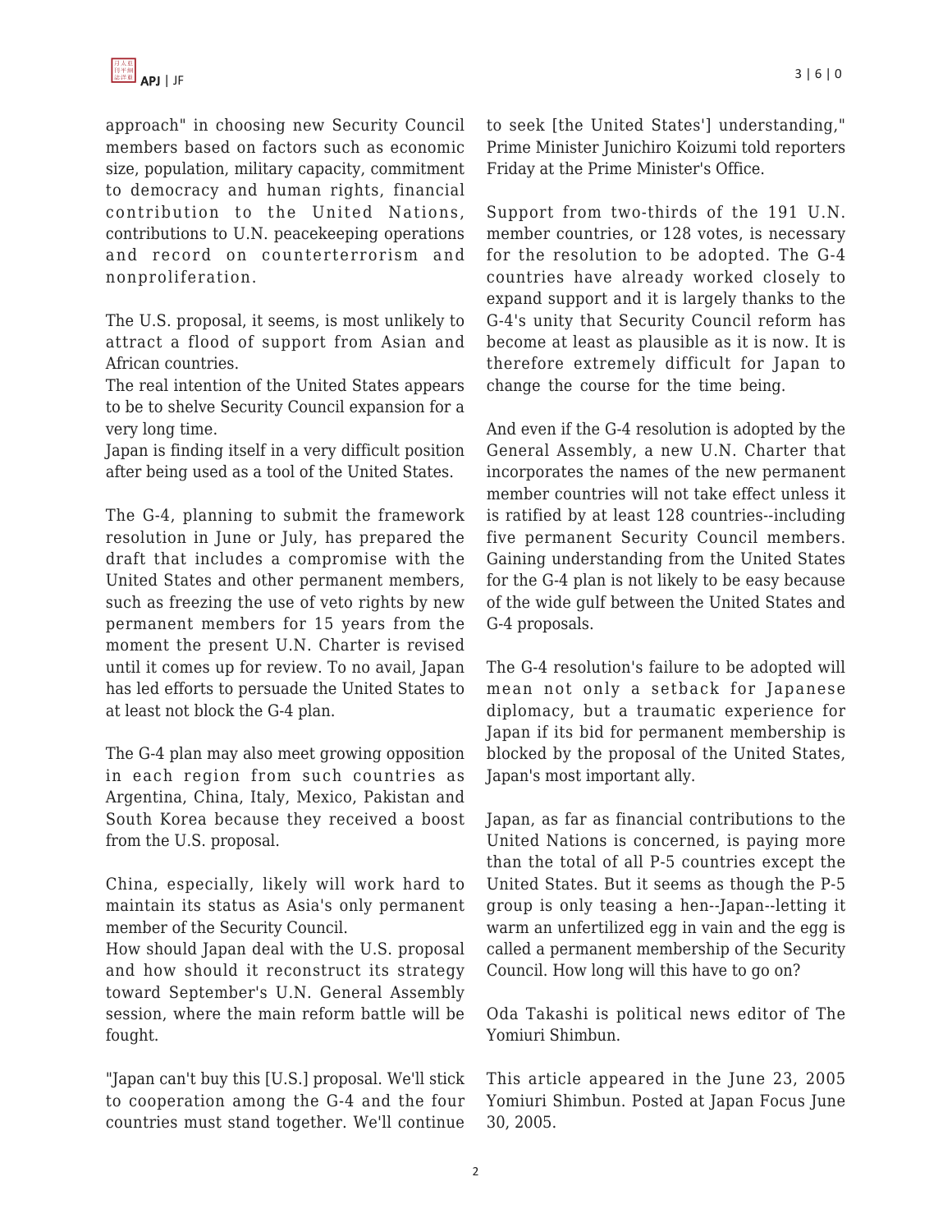approach" in choosing new Security Council members based on factors such as economic size, population, military capacity, commitment to democracy and human rights, financial contribution to the United Nations, contributions to U.N. peacekeeping operations and record on counterterrorism and nonproliferation.

The U.S. proposal, it seems, is most unlikely to attract a flood of support from Asian and African countries.

The real intention of the United States appears to be to shelve Security Council expansion for a very long time.

Japan is finding itself in a very difficult position after being used as a tool of the United States.

The G-4, planning to submit the framework resolution in June or July, has prepared the draft that includes a compromise with the United States and other permanent members, such as freezing the use of veto rights by new permanent members for 15 years from the moment the present U.N. Charter is revised until it comes up for review. To no avail, Japan has led efforts to persuade the United States to at least not block the G-4 plan.

The G-4 plan may also meet growing opposition in each region from such countries as Argentina, China, Italy, Mexico, Pakistan and South Korea because they received a boost from the U.S. proposal.

China, especially, likely will work hard to maintain its status as Asia's only permanent member of the Security Council.

How should Japan deal with the U.S. proposal and how should it reconstruct its strategy toward September's U.N. General Assembly session, where the main reform battle will be fought.

"Japan can't buy this [U.S.] proposal. We'll stick to cooperation among the G-4 and the four countries must stand together. We'll continue to seek [the United States'] understanding," Prime Minister Junichiro Koizumi told reporters Friday at the Prime Minister's Office.

Support from two-thirds of the 191 U.N. member countries, or 128 votes, is necessary for the resolution to be adopted. The G-4 countries have already worked closely to expand support and it is largely thanks to the G-4's unity that Security Council reform has become at least as plausible as it is now. It is therefore extremely difficult for Japan to change the course for the time being.

And even if the G-4 resolution is adopted by the General Assembly, a new U.N. Charter that incorporates the names of the new permanent member countries will not take effect unless it is ratified by at least 128 countries--including five permanent Security Council members. Gaining understanding from the United States for the G-4 plan is not likely to be easy because of the wide gulf between the United States and G-4 proposals.

The G-4 resolution's failure to be adopted will mean not only a setback for Japanese diplomacy, but a traumatic experience for Japan if its bid for permanent membership is blocked by the proposal of the United States, Japan's most important ally.

Japan, as far as financial contributions to the United Nations is concerned, is paying more than the total of all P-5 countries except the United States. But it seems as though the P-5 group is only teasing a hen--Japan--letting it warm an unfertilized egg in vain and the egg is called a permanent membership of the Security Council. How long will this have to go on?

Oda Takashi is political news editor of The Yomiuri Shimbun.

This article appeared in the June 23, 2005 Yomiuri Shimbun. Posted at Japan Focus June 30, 2005.